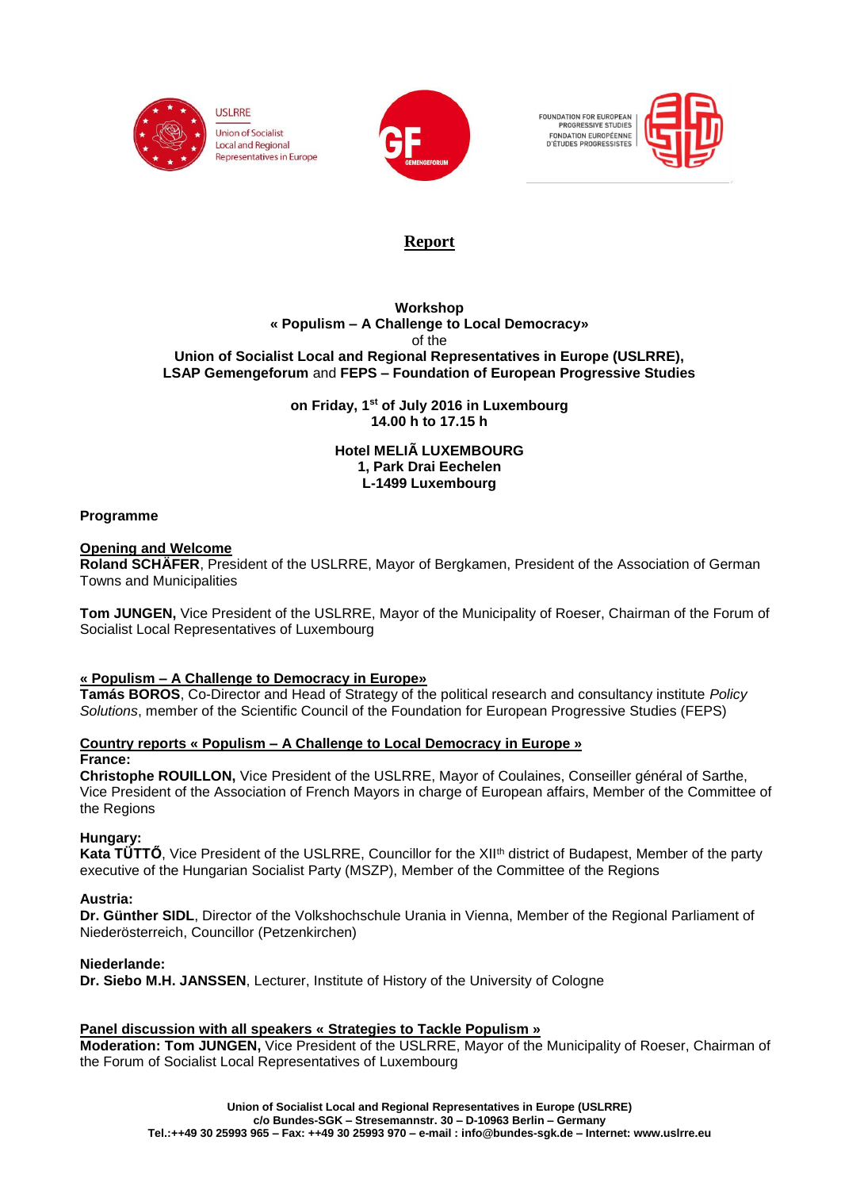# Report

**Workshop**
**« Populism – A Challenge to Local Democracy»**
of the
**Union of Socialist Local and Regional Representatives in Europe (USLRRE), LSAP Gemengeforum** and **FEPS – Foundation of European Progressive Studies**

**on Friday, 1st of July 2016 in Luxembourg**
**14.00 h to 17.15 h**

**Hotel MELIÃ LUXEMBOURG**
**1, Park Drai Eechelen**
**L-1499 Luxembourg**

**Programme**

**Opening and Welcome**
**Roland SCHÄFER**, President of the USLRRE, Mayor of Bergkamen, President of the Association of German Towns and Municipalities

**Tom JUNGEN,** Vice President of the USLRRE, Mayor of the Municipality of Roeser, Chairman of the Forum of Socialist Local Representatives of Luxembourg

**« Populism – A Challenge to Democracy in Europe»**
**Tamás BOROS**, Co-Director and Head of Strategy of the political research and consultancy institute *Policy Solutions*, member of the Scientific Council of the Foundation for European Progressive Studies (FEPS)

**Country reports « Populism – A Challenge to Local Democracy in Europe »**

**France:**
**Christophe ROUILLON,** Vice President of the USLRRE, Mayor of Coulaines, Conseiller général of Sarthe, Vice President of the Association of French Mayors in charge of European affairs, Member of the Committee of the Regions

**Hungary:**
**Kata TÜTTŐ**, Vice President of the USLRRE, Councillor for the XIIth district of Budapest, Member of the party executive of the Hungarian Socialist Party (MSZP), Member of the Committee of the Regions

**Austria:**
**Dr. Günther SIDL**, Director of the Volkshochschule Urania in Vienna, Member of the Regional Parliament of Niederösterreich, Councillor (Petzenkirchen)

**Niederlande:**
**Dr. Siebo M.H. JANSSEN**, Lecturer, Institute of History of the University of Cologne

**Panel discussion with all speakers « Strategies to Tackle Populism »**
**Moderation: Tom JUNGEN,** Vice President of the USLRRE, Mayor of the Municipality of Roeser, Chairman of the Forum of Socialist Local Representatives of Luxembourg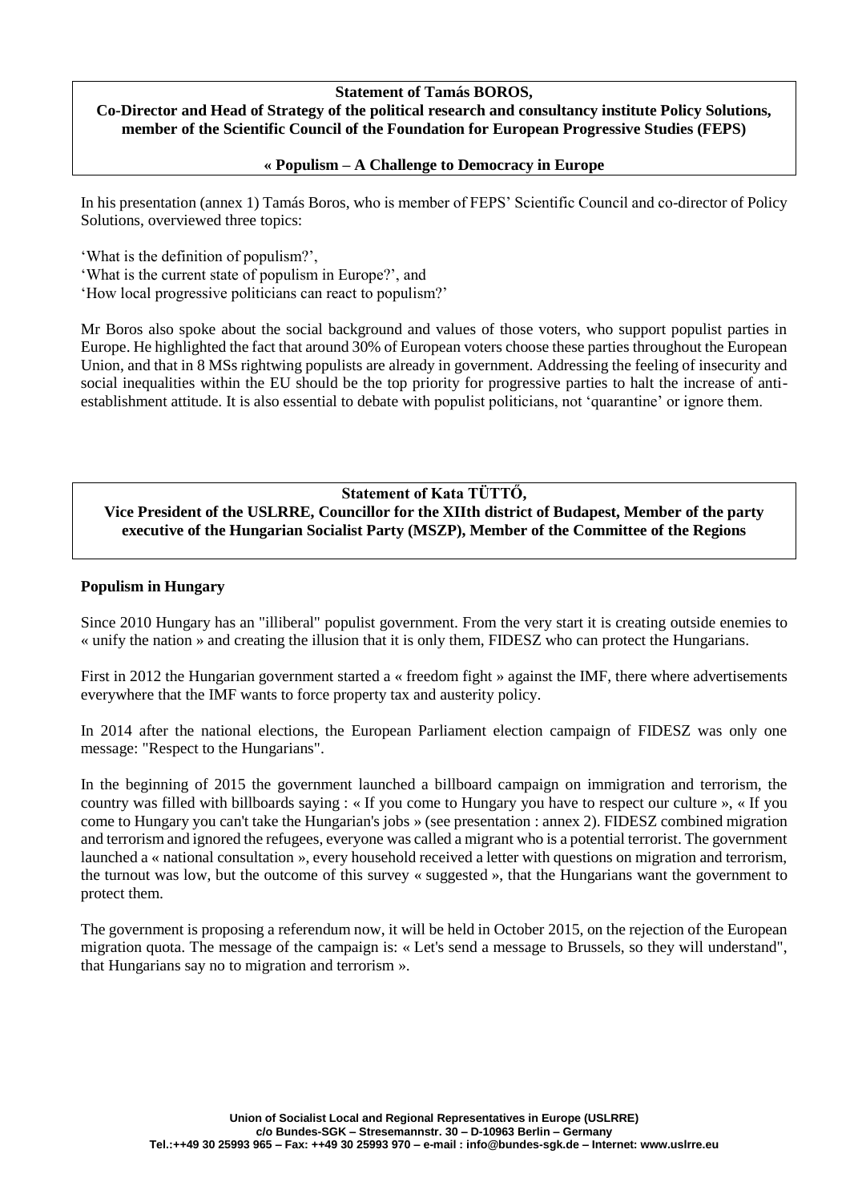**Statement of Tamás BOROS,**
**Co-Director and Head of Strategy of the political research and consultancy institute Policy Solutions, member of the Scientific Council of the Foundation for European Progressive Studies (FEPS)**

**« Populism – A Challenge to Democracy in Europe**

In his presentation (annex 1) Tamás Boros, who is member of FEPS' Scientific Council and co-director of Policy Solutions, overviewed three topics:

'What is the definition of populism?',
'What is the current state of populism in Europe?', and
'How local progressive politicians can react to populism?'

Mr Boros also spoke about the social background and values of those voters, who support populist parties in Europe. He highlighted the fact that around 30% of European voters choose these parties throughout the European Union, and that in 8 MSs rightwing populists are already in government. Addressing the feeling of insecurity and social inequalities within the EU should be the top priority for progressive parties to halt the increase of anti-establishment attitude. It is also essential to debate with populist politicians, not 'quarantine' or ignore them.

**Statement of Kata TÜTTŐ,**
**Vice President of the USLRRE, Councillor for the XIIth district of Budapest, Member of the party executive of the Hungarian Socialist Party (MSZP), Member of the Committee of the Regions**

**Populism in Hungary**

Since 2010 Hungary has an "illiberal" populist government. From the very start it is creating outside enemies to « unify the nation » and creating the illusion that it is only them, FIDESZ who can protect the Hungarians.

First in 2012 the Hungarian government started a « freedom fight » against the IMF, there where advertisements everywhere that the IMF wants to force property tax and austerity policy.

In 2014 after the national elections, the European Parliament election campaign of FIDESZ was only one message: "Respect to the Hungarians".

In the beginning of 2015 the government launched a billboard campaign on immigration and terrorism, the country was filled with billboards saying : « If you come to Hungary you have to respect our culture », « If you come to Hungary you can't take the Hungarian's jobs » (see presentation : annex 2). FIDESZ combined migration and terrorism and ignored the refugees, everyone was called a migrant who is a potential terrorist. The government launched a « national consultation », every household received a letter with questions on migration and terrorism, the turnout was low, but the outcome of this survey « suggested », that the Hungarians want the government to protect them.

The government is proposing a referendum now, it will be held in October 2015, on the rejection of the European migration quota. The message of the campaign is: « Let's send a message to Brussels, so they will understand", that Hungarians say no to migration and terrorism ».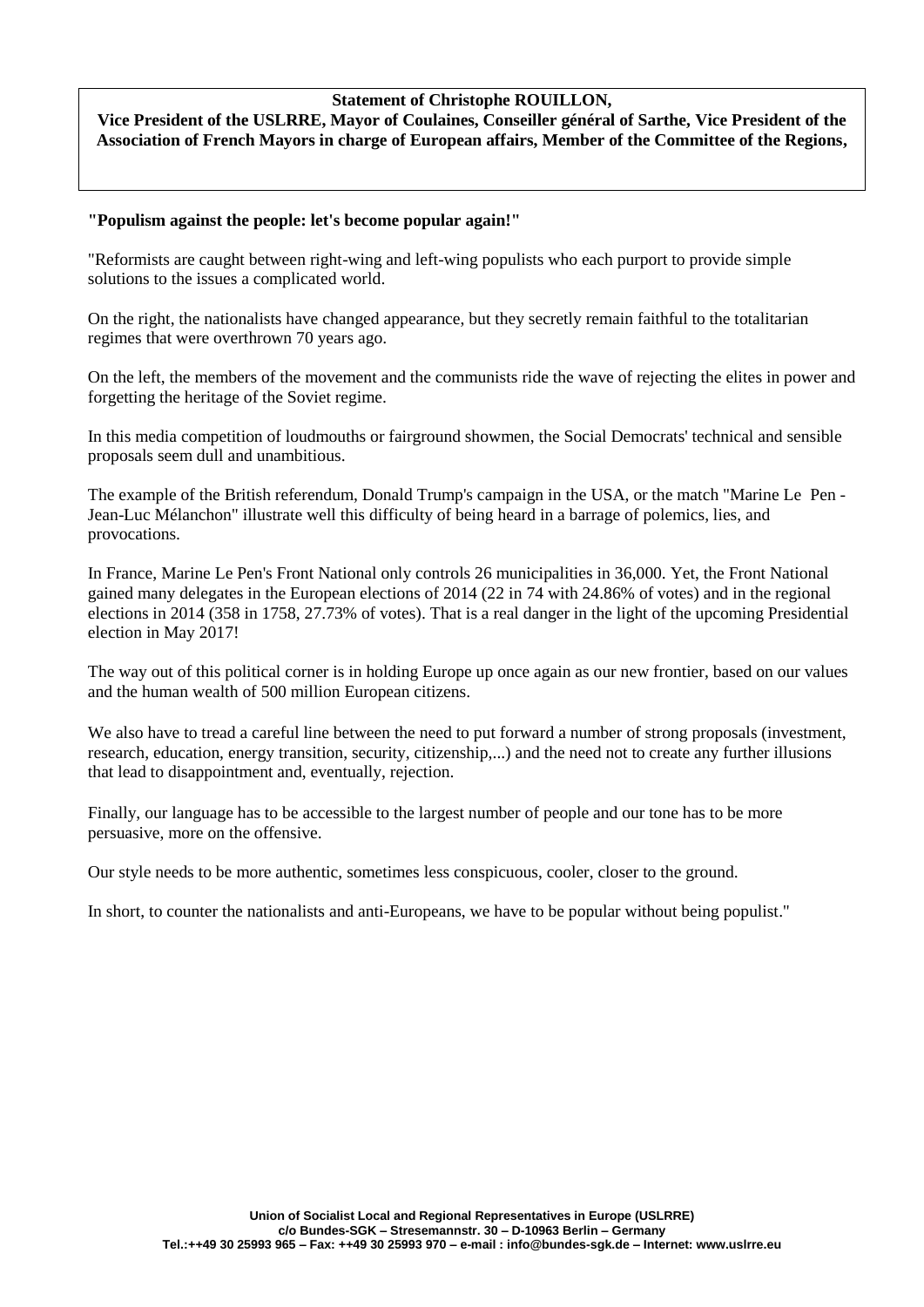**Statement of Christophe ROUILLON,**
**Vice President of the USLRRE, Mayor of Coulaines, Conseiller général of Sarthe, Vice President of the Association of French Mayors in charge of European affairs, Member of the Committee of the Regions,**

**"Populism against the people: let's become popular again!"**

"Reformists are caught between right-wing and left-wing populists who each purport to provide simple solutions to the issues a complicated world.

On the right, the nationalists have changed appearance, but they secretly remain faithful to the totalitarian regimes that were overthrown 70 years ago.

On the left, the members of the movement and the communists ride the wave of rejecting the elites in power and forgetting the heritage of the Soviet regime.

In this media competition of loudmouths or fairground showmen, the Social Democrats' technical and sensible proposals seem dull and unambitious.

The example of the British referendum, Donald Trump's campaign in the USA, or the match "Marine Le Pen - Jean-Luc Mélanchon" illustrate well this difficulty of being heard in a barrage of polemics, lies, and provocations.

In France, Marine Le Pen's Front National only controls 26 municipalities in 36,000. Yet, the Front National gained many delegates in the European elections of 2014 (22 in 74 with 24.86% of votes) and in the regional elections in 2014 (358 in 1758, 27.73% of votes). That is a real danger in the light of the upcoming Presidential election in May 2017!

The way out of this political corner is in holding Europe up once again as our new frontier, based on our values and the human wealth of 500 million European citizens.

We also have to tread a careful line between the need to put forward a number of strong proposals (investment, research, education, energy transition, security, citizenship,...) and the need not to create any further illusions that lead to disappointment and, eventually, rejection.

Finally, our language has to be accessible to the largest number of people and our tone has to be more persuasive, more on the offensive.

Our style needs to be more authentic, sometimes less conspicuous, cooler, closer to the ground.

In short, to counter the nationalists and anti-Europeans, we have to be popular without being populist."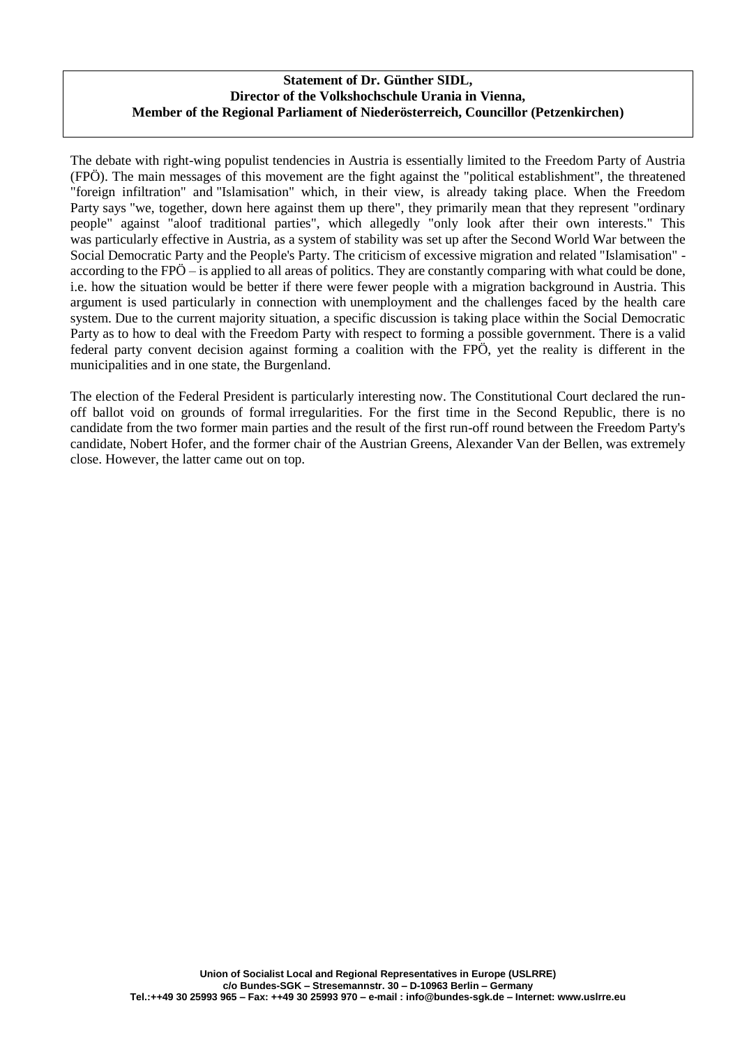**Statement of Dr. Günther SIDL,**
**Director of the Volkshochschule Urania in Vienna,**
**Member of the Regional Parliament of Niederösterreich, Councillor (Petzenkirchen)**

The debate with right-wing populist tendencies in Austria is essentially limited to the Freedom Party of Austria (FPÖ). The main messages of this movement are the fight against the "political establishment", the threatened "foreign infiltration" and "Islamisation" which, in their view, is already taking place. When the Freedom Party says "we, together, down here against them up there", they primarily mean that they represent "ordinary people" against "aloof traditional parties", which allegedly "only look after their own interests." This was particularly effective in Austria, as a system of stability was set up after the Second World War between the Social Democratic Party and the People's Party. The criticism of excessive migration and related "Islamisation" - according to the FPÖ – is applied to all areas of politics. They are constantly comparing with what could be done, i.e. how the situation would be better if there were fewer people with a migration background in Austria. This argument is used particularly in connection with unemployment and the challenges faced by the health care system. Due to the current majority situation, a specific discussion is taking place within the Social Democratic Party as to how to deal with the Freedom Party with respect to forming a possible government. There is a valid federal party convent decision against forming a coalition with the FPÖ, yet the reality is different in the municipalities and in one state, the Burgenland.

The election of the Federal President is particularly interesting now. The Constitutional Court declared the run-off ballot void on grounds of formal irregularities. For the first time in the Second Republic, there is no candidate from the two former main parties and the result of the first run-off round between the Freedom Party's candidate, Nobert Hofer, and the former chair of the Austrian Greens, Alexander Van der Bellen, was extremely close. However, the latter came out on top.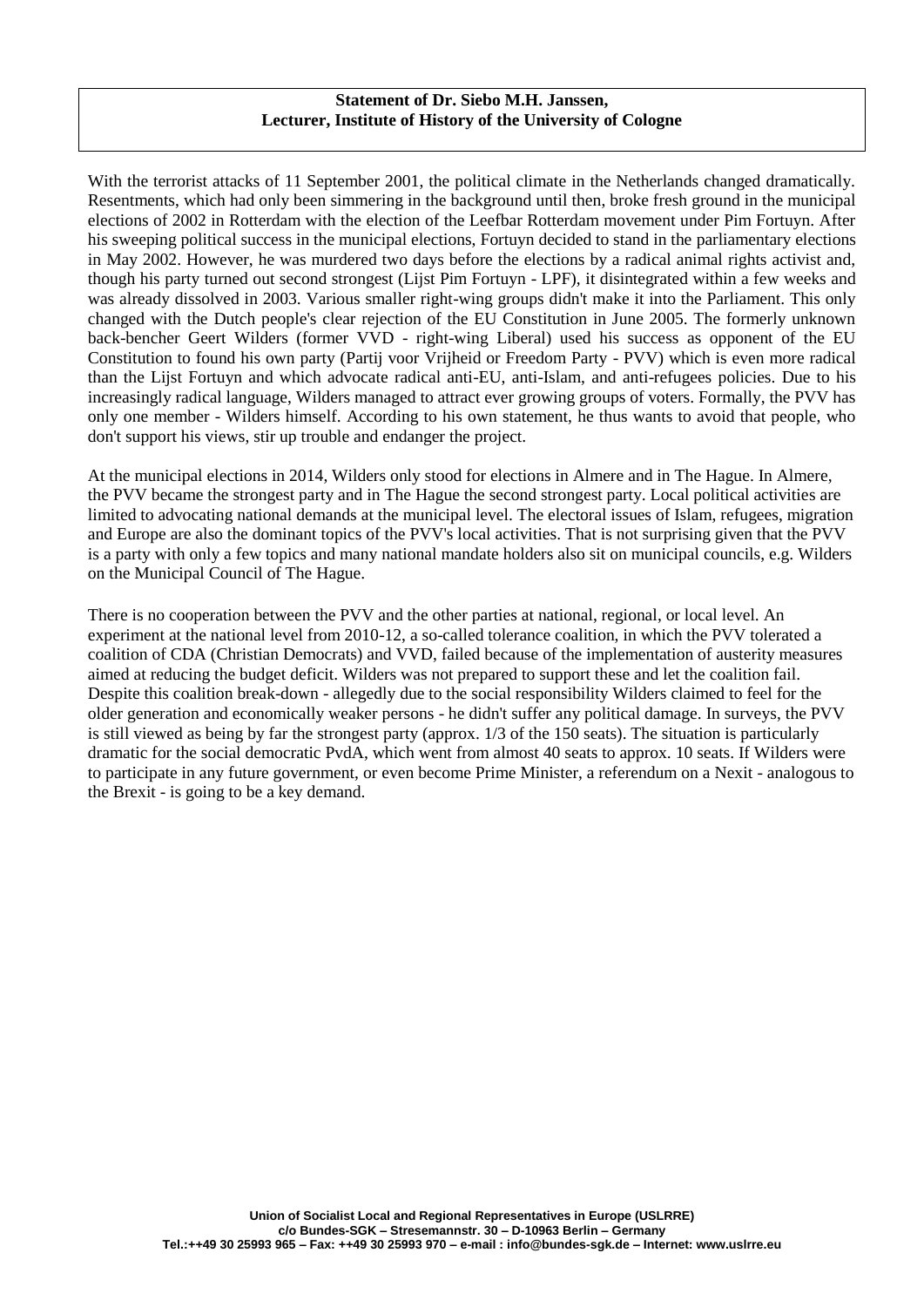**Statement of Dr. Siebo M.H. Janssen,**
**Lecturer, Institute of History of the University of Cologne**

With the terrorist attacks of 11 September 2001, the political climate in the Netherlands changed dramatically. Resentments, which had only been simmering in the background until then, broke fresh ground in the municipal elections of 2002 in Rotterdam with the election of the Leefbar Rotterdam movement under Pim Fortuyn. After his sweeping political success in the municipal elections, Fortuyn decided to stand in the parliamentary elections in May 2002. However, he was murdered two days before the elections by a radical animal rights activist and, though his party turned out second strongest (Lijst Pim Fortuyn - LPF), it disintegrated within a few weeks and was already dissolved in 2003. Various smaller right-wing groups didn't make it into the Parliament. This only changed with the Dutch people's clear rejection of the EU Constitution in June 2005. The formerly unknown back-bencher Geert Wilders (former VVD - right-wing Liberal) used his success as opponent of the EU Constitution to found his own party (Partij voor Vrijheid or Freedom Party - PVV) which is even more radical than the Lijst Fortuyn and which advocate radical anti-EU, anti-Islam, and anti-refugees policies. Due to his increasingly radical language, Wilders managed to attract ever growing groups of voters. Formally, the PVV has only one member - Wilders himself. According to his own statement, he thus wants to avoid that people, who don't support his views, stir up trouble and endanger the project.

At the municipal elections in 2014, Wilders only stood for elections in Almere and in The Hague. In Almere, the PVV became the strongest party and in The Hague the second strongest party. Local political activities are limited to advocating national demands at the municipal level. The electoral issues of Islam, refugees, migration and Europe are also the dominant topics of the PVV's local activities. That is not surprising given that the PVV is a party with only a few topics and many national mandate holders also sit on municipal councils, e.g. Wilders on the Municipal Council of The Hague.

There is no cooperation between the PVV and the other parties at national, regional, or local level. An experiment at the national level from 2010-12, a so-called tolerance coalition, in which the PVV tolerated a coalition of CDA (Christian Democrats) and VVD, failed because of the implementation of austerity measures aimed at reducing the budget deficit. Wilders was not prepared to support these and let the coalition fail. Despite this coalition break-down - allegedly due to the social responsibility Wilders claimed to feel for the older generation and economically weaker persons - he didn't suffer any political damage. In surveys, the PVV is still viewed as being by far the strongest party (approx. 1/3 of the 150 seats). The situation is particularly dramatic for the social democratic PvdA, which went from almost 40 seats to approx. 10 seats. If Wilders were to participate in any future government, or even become Prime Minister, a referendum on a Nexit - analogous to the Brexit - is going to be a key demand.